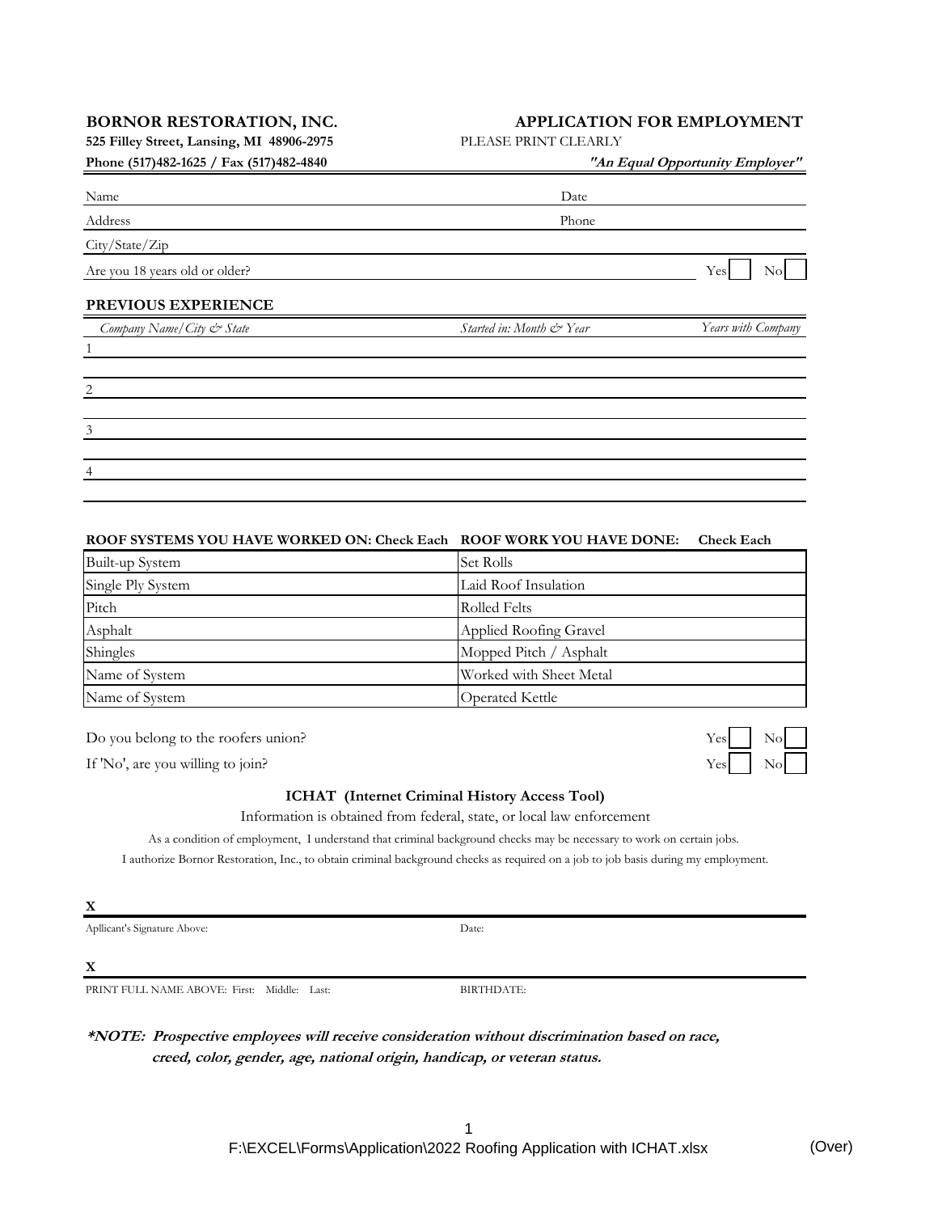**BORNOR RESTORATION, INC.**
**525 Filley Street, Lansing, MI 48906-2975**
**Phone (517)482-1625 / Fax (517)482-4840**

# APPLICATION FOR EMPLOYMENT

PLEASE PRINT CLEARLY

***"An Equal Opportunity Employer"***

Name _______________ Date _______________

Address _______________ Phone _______________

City/State/Zip _______________

Are you 18 years old or older? Yes ☐ No ☐

## PREVIOUS EXPERIENCE

| *Company Name/City & State* | *Started in: Month & Year* | *Years with Company* |
| --- | --- | --- |
| 1 | | |
| 2 | | |
| 3 | | |
| 4 | | |

| ROOF SYSTEMS YOU HAVE WORKED ON: Check Each | ROOF WORK YOU HAVE DONE: Check Each |
| --- | --- |
| Built-up System | Set Rolls |
| Single Ply System | Laid Roof Insulation |
| Pitch | Rolled Felts |
| Asphalt | Applied Roofing Gravel |
| Shingles | Mopped Pitch / Asphalt |
| Name of System | Worked with Sheet Metal |
| Name of System | Operated Kettle |

Do you belong to the roofers union? Yes ☐ No ☐

If 'No', are you willing to join? Yes ☐ No ☐

### ICHAT (Internet Criminal History Access Tool)

Information is obtained from federal, state, or local law enforcement

As a condition of employment, I understand that criminal background checks may be necessary to work on certain jobs.

I authorize Bornor Restoration, Inc., to obtain criminal background checks as required on a job to job basis during my employment.

**X** _______________

Apllicant's Signature Above: Date:

**X** _______________

PRINT FULL NAME ABOVE: First: Middle: Last: BIRTHDATE:

***\*NOTE: Prospective employees will receive consideration without discrimination based on race, creed, color, gender, age, national origin, handicap, or veteran status.***

F:\EXCEL\Forms\Application\2022 Roofing Application with ICHAT.xlsx (Over)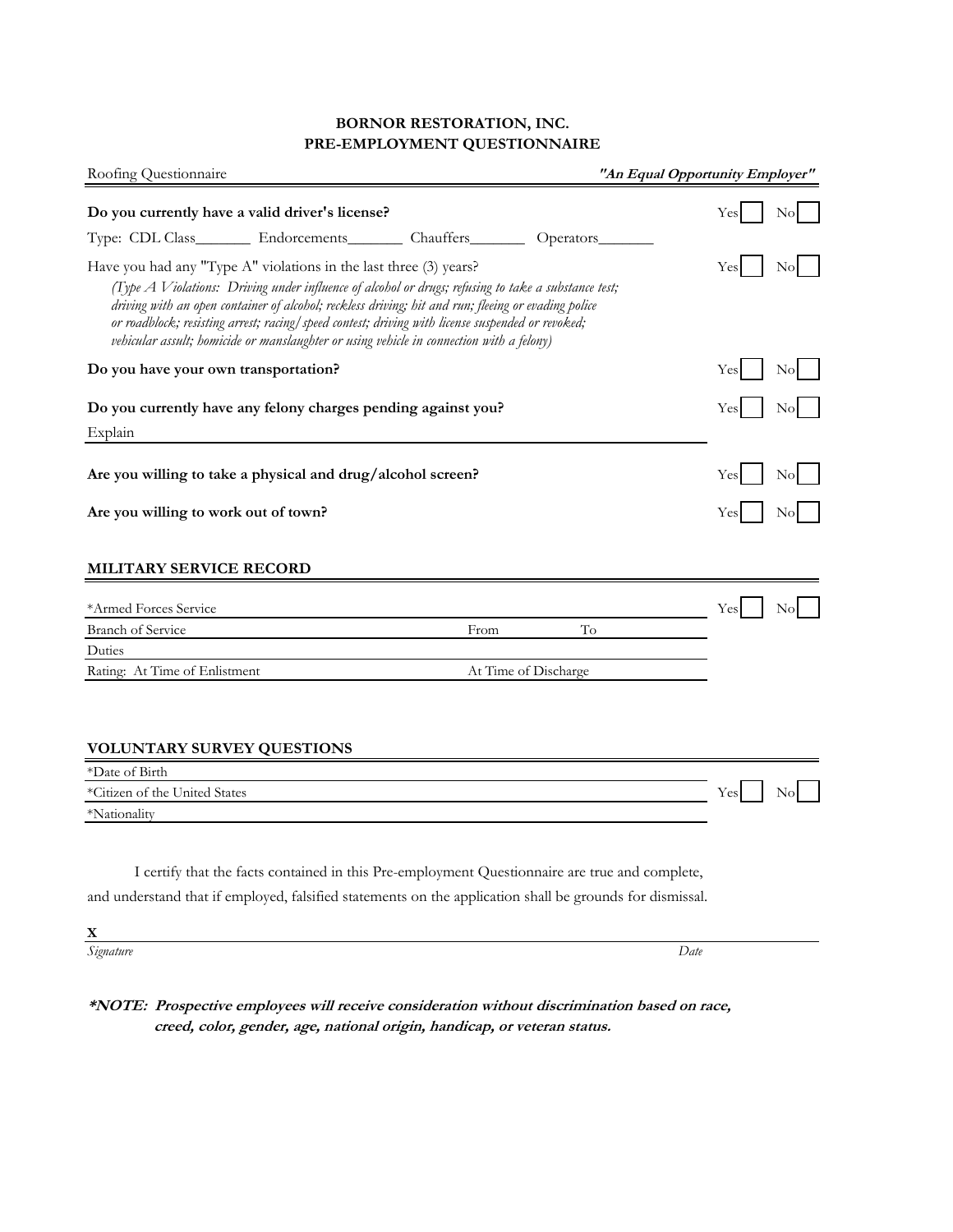**BORNOR RESTORATION, INC.**
**PRE-EMPLOYMENT QUESTIONNAIRE**

Roofing Questionnaire ***"An Equal Opportunity Employer"***

**Do you currently have a valid driver's license?** Yes ☐ No ☐

Type: CDL Class_______ Endorcements_______ Chauffers_______ Operators_______

Have you had any "Type A" violations in the last three (3) years? Yes ☐ No ☐

*(Type A Violations: Driving under influence of alcohol or drugs; refusing to take a substance test; driving with an open container of alcohol; reckless driving; hit and run; fleeing or evading police or roadblock; resisting arrest; racing/speed contest; driving with license suspended or revoked; vehicular assault; homicide or manslaughter or using vehicle in connection with a felony)*

**Do you have your own transportation?** Yes ☐ No ☐

**Do you currently have any felony charges pending against you?** Yes ☐ No ☐

Explain ________________________________________

**Are you willing to take a physical and drug/alcohol screen?** Yes ☐ No ☐

**Are you willing to work out of town?** Yes ☐ No ☐

## MILITARY SERVICE RECORD

*Armed Forces Service ________________________________________ Yes ☐ No ☐

Branch of Service ____________________ From __________ To __________

Duties ________________________________________

Rating: At Time of Enlistment ____________________ At Time of Discharge ____________________

## VOLUNTARY SURVEY QUESTIONS

*Date of Birth ________________________________________

*Citizen of the United States ________________________________________ Yes ☐ No ☐

*Nationality ________________________________________

I certify that the facts contained in this Pre-employment Questionnaire are true and complete, and understand that if employed, falsified statements on the application shall be grounds for dismissal.

**X** ________________________________________

*Signature* *Date*

***\*NOTE: Prospective employees will receive consideration without discrimination based on race, creed, color, gender, age, national origin, handicap, or veteran status.***